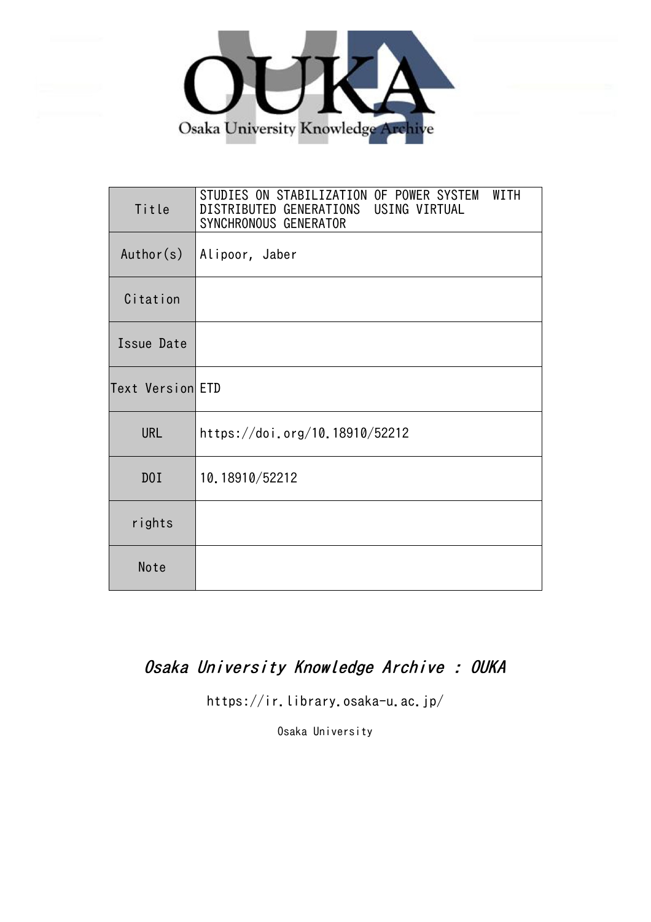| Title | STUDIES ON STABILIZATION OF POWER SYSTEM WITH DISTRIBUTED GENERATIONS USING VIRTUAL SYNCHRONOUS GENERATOR |
|---|---|
| Author(s) | Alipoor, Jaber |
| Citation | |
| Issue Date | |
| Text Version | ETD |
| URL | https://doi.org/10.18910/52212 |
| DOI | 10.18910/52212 |
| rights | |
| Note | |

*Osaka University Knowledge Archive : OUKA*

https://ir.library.osaka-u.ac.jp/

Osaka University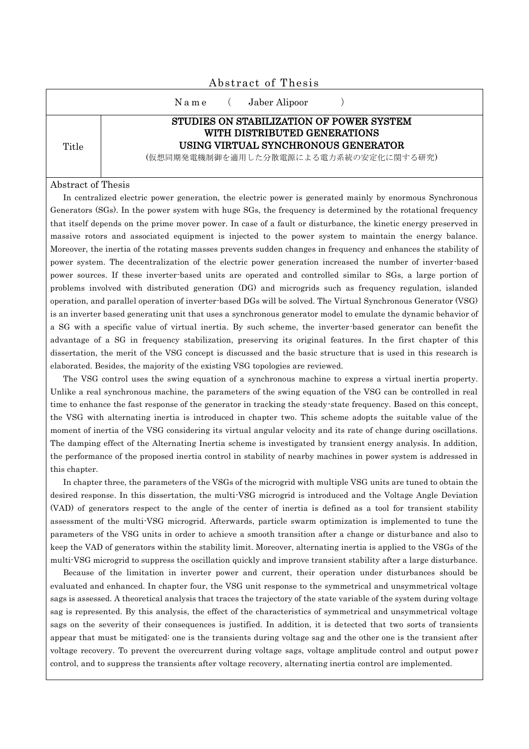# Abstract of Thesis

| Name | ( Jaber Alipoor ) |
|---|---|
| Title | **STUDIES ON STABILIZATION OF POWER SYSTEM WITH DISTRIBUTED GENERATIONS USING VIRTUAL SYNCHRONOUS GENERATOR** (仮想同期発電機制御を適用した分散電源による電力系統の安定化に関する研究) |

## Abstract of Thesis

In centralized electric power generation, the electric power is generated mainly by enormous Synchronous Generators (SGs). In the power system with huge SGs, the frequency is determined by the rotational frequency that itself depends on the prime mover power. In case of a fault or disturbance, the kinetic energy preserved in massive rotors and associated equipment is injected to the power system to maintain the energy balance. Moreover, the inertia of the rotating masses prevents sudden changes in frequency and enhances the stability of power system. The decentralization of the electric power generation increased the number of inverter-based power sources. If these inverter-based units are operated and controlled similar to SGs, a large portion of problems involved with distributed generation (DG) and microgrids such as frequency regulation, islanded operation, and parallel operation of inverter-based DGs will be solved. The Virtual Synchronous Generator (VSG) is an inverter based generating unit that uses a synchronous generator model to emulate the dynamic behavior of a SG with a specific value of virtual inertia. By such scheme, the inverter-based generator can benefit the advantage of a SG in frequency stabilization, preserving its original features. In the first chapter of this dissertation, the merit of the VSG concept is discussed and the basic structure that is used in this research is elaborated. Besides, the majority of the existing VSG topologies are reviewed.

The VSG control uses the swing equation of a synchronous machine to express a virtual inertia property. Unlike a real synchronous machine, the parameters of the swing equation of the VSG can be controlled in real time to enhance the fast response of the generator in tracking the steady-state frequency. Based on this concept, the VSG with alternating inertia is introduced in chapter two. This scheme adopts the suitable value of the moment of inertia of the VSG considering its virtual angular velocity and its rate of change during oscillations. The damping effect of the Alternating Inertia scheme is investigated by transient energy analysis. In addition, the performance of the proposed inertia control in stability of nearby machines in power system is addressed in this chapter.

In chapter three, the parameters of the VSGs of the microgrid with multiple VSG units are tuned to obtain the desired response. In this dissertation, the multi-VSG microgrid is introduced and the Voltage Angle Deviation (VAD) of generators respect to the angle of the center of inertia is defined as a tool for transient stability assessment of the multi-VSG microgrid. Afterwards, particle swarm optimization is implemented to tune the parameters of the VSG units in order to achieve a smooth transition after a change or disturbance and also to keep the VAD of generators within the stability limit. Moreover, alternating inertia is applied to the VSGs of the multi-VSG microgrid to suppress the oscillation quickly and improve transient stability after a large disturbance.

Because of the limitation in inverter power and current, their operation under disturbances should be evaluated and enhanced. In chapter four, the VSG unit response to the symmetrical and unsymmetrical voltage sags is assessed. A theoretical analysis that traces the trajectory of the state variable of the system during voltage sag is represented. By this analysis, the effect of the characteristics of symmetrical and unsymmetrical voltage sags on the severity of their consequences is justified. In addition, it is detected that two sorts of transients appear that must be mitigated: one is the transients during voltage sag and the other one is the transient after voltage recovery. To prevent the overcurrent during voltage sags, voltage amplitude control and output power control, and to suppress the transients after voltage recovery, alternating inertia control are implemented.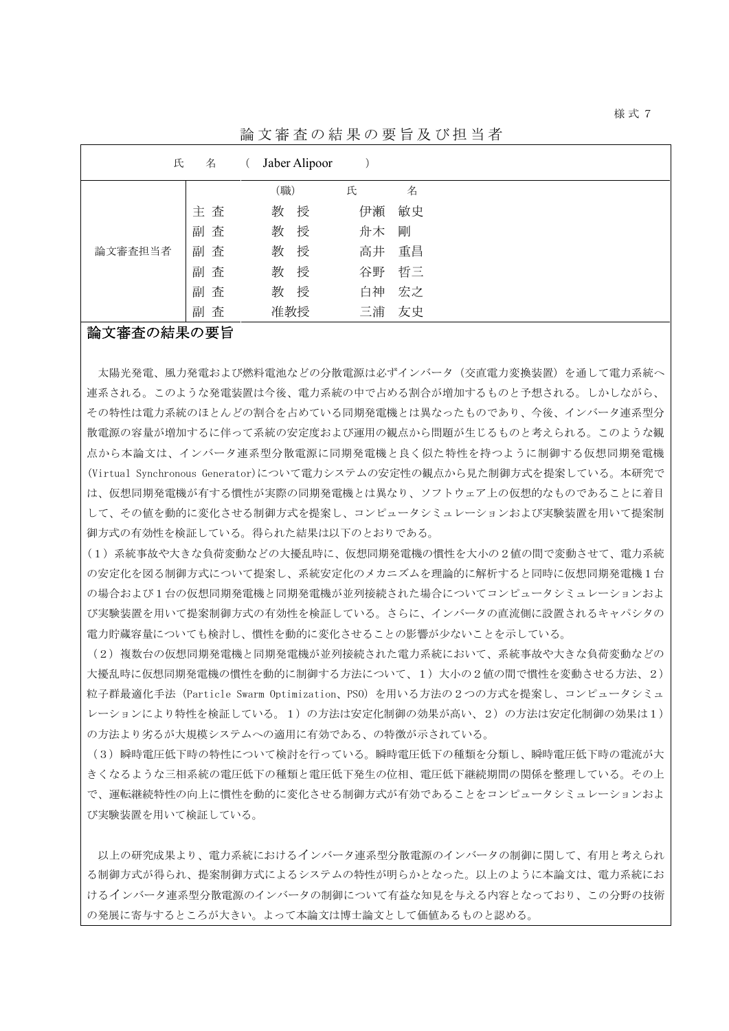様式７

# 論文審査の結果の要旨及び担当者

| | | | |
|---|---|---|---|
| 氏　名 | （　Jaber Alipoor　） | | |
| 論文審査担当者 | | （職） | 氏　名 |
| | 主 査 | 教　授 | 伊瀬　敏史 |
| | 副 査 | 教　授 | 舟木　剛 |
| | 副 査 | 教　授 | 高井　重昌 |
| | 副 査 | 教　授 | 谷野　哲三 |
| | 副 査 | 教　授 | 白神　宏之 |
| | 副 査 | 准教授 | 三浦　友史 |

## 論文審査の結果の要旨

太陽光発電、風力発電および燃料電池などの分散電源は必ずインバータ（交直電力変換装置）を通して電力系統へ連系される。このような発電装置は今後、電力系統の中で占める割合が増加するものと予想される。しかしながら、その特性は電力系統のほとんどの割合を占めている同期発電機とは異なったものであり、今後、インバータ連系型分散電源の容量が増加するに伴って系統の安定度および運用の観点から問題が生じるものと考えられる。このような観点から本論文は、インバータ連系型分散電源に同期発電機と良く似た特性を持つように制御する仮想同期発電機(Virtual Synchronous Generator)について電力システムの安定性の観点から見た制御方式を提案している。本研究では、仮想同期発電機が有する慣性が実際の同期発電機とは異なり、ソフトウェア上の仮想的なものであることに着目して、その値を動的に変化させる制御方式を提案し、コンピュータシミュレーションおよび実験装置を用いて提案制御方式の有効性を検証している。得られた結果は以下のとおりである。

（１）系統事故や大きな負荷変動などの大擾乱時に、仮想同期発電機の慣性を大小の２値の間で変動させて、電力系統の安定化を図る制御方式について提案し、系統安定化のメカニズムを理論的に解析すると同時に仮想同期発電機１台の場合および１台の仮想同期発電機と同期発電機が並列接続された場合についてコンピュータシミュレーションおよび実験装置を用いて提案制御方式の有効性を検証している。さらに、インバータの直流側に設置されるキャパシタの電力貯蔵容量についても検討し、慣性を動的に変化させることの影響が少ないことを示している。

（２）複数台の仮想同期発電機と同期発電機が並列接続された電力系統において、系統事故や大きな負荷変動などの大擾乱時に仮想同期発電機の慣性を動的に制御する方法について、１）大小の２値の間で慣性を変動させる方法、２）粒子群最適化手法（Particle Swarm Optimization、PSO）を用いる方法の２つの方式を提案し、コンピュータシミュレーションにより特性を検証している。１）の方法は安定化制御の効果が高い、２）の方法は安定化制御の効果は１）の方法より劣るが大規模システムへの適用に有効である、の特徴が示されている。

（３）瞬時電圧低下時の特性について検討を行っている。瞬時電圧低下の種類を分類し、瞬時電圧低下時の電流が大きくなるような三相系統の電圧低下の種類と電圧低下発生の位相、電圧低下継続期間の関係を整理している。その上で、運転継続特性の向上に慣性を動的に変化させる制御方式が有効であることをコンピュータシミュレーションおよび実験装置を用いて検証している。

以上の研究成果より、電力系統におけるインバータ連系型分散電源のインバータの制御に関して、有用と考えられる制御方式が得られ、提案制御方式によるシステムの特性が明らかとなった。以上のように本論文は、電力系統におけるインバータ連系型分散電源のインバータの制御について有益な知見を与える内容となっており、この分野の技術の発展に寄与するところが大きい。よって本論文は博士論文として価値あるものと認める。